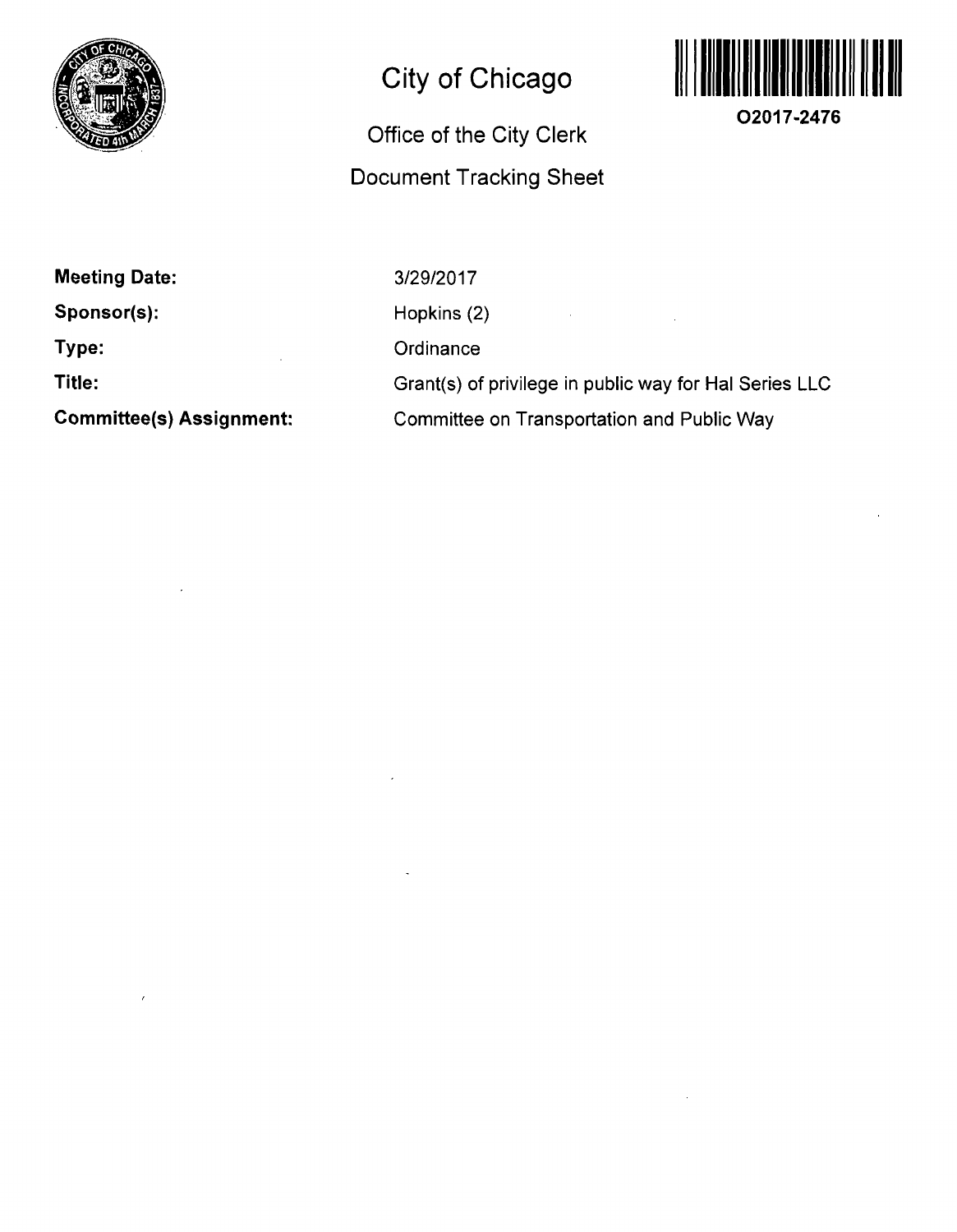# City of Chicago

O2017-2476

## Office of the City Clerk

## Document Tracking Sheet

**Meeting Date:** 3/29/2017

**Sponsor(s):** Hopkins (2)

**Type:** Ordinance

**Title:** Grant(s) of privilege in public way for Hal Series LLC

**Committee(s) Assignment:** Committee on Transportation and Public Way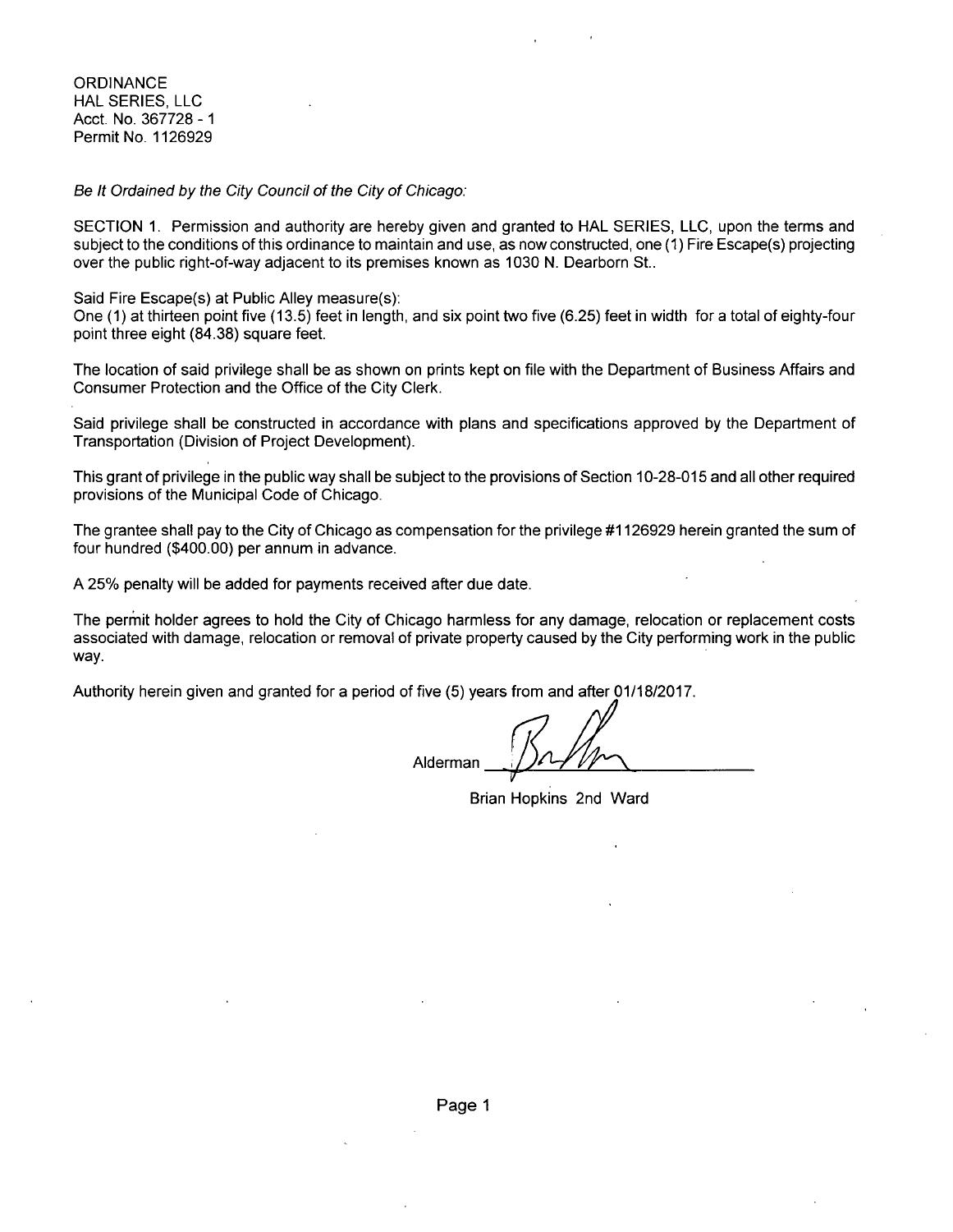ORDINANCE
HAL SERIES, LLC
Acct. No. 367728 - 1
Permit No. 1126929

*Be It Ordained by the City Council of the City of Chicago:*

SECTION 1. Permission and authority are hereby given and granted to HAL SERIES, LLC, upon the terms and subject to the conditions of this ordinance to maintain and use, as now constructed, one (1) Fire Escape(s) projecting over the public right-of-way adjacent to its premises known as 1030 N. Dearborn St..

Said Fire Escape(s) at Public Alley measure(s):
One (1) at thirteen point five (13.5) feet in length, and six point two five (6.25) feet in width for a total of eighty-four point three eight (84.38) square feet.

The location of said privilege shall be as shown on prints kept on file with the Department of Business Affairs and Consumer Protection and the Office of the City Clerk.

Said privilege shall be constructed in accordance with plans and specifications approved by the Department of Transportation (Division of Project Development).

This grant of privilege in the public way shall be subject to the provisions of Section 10-28-015 and all other required provisions of the Municipal Code of Chicago.

The grantee shall pay to the City of Chicago as compensation for the privilege #1126929 herein granted the sum of four hundred ($400.00) per annum in advance.

A 25% penalty will be added for payments received after due date.

The permit holder agrees to hold the City of Chicago harmless for any damage, relocation or replacement costs associated with damage, relocation or removal of private property caused by the City performing work in the public way.

Authority herein given and granted for a period of five (5) years from and after 01/18/2017.

Alderman ____________________

Brian Hopkins 2nd Ward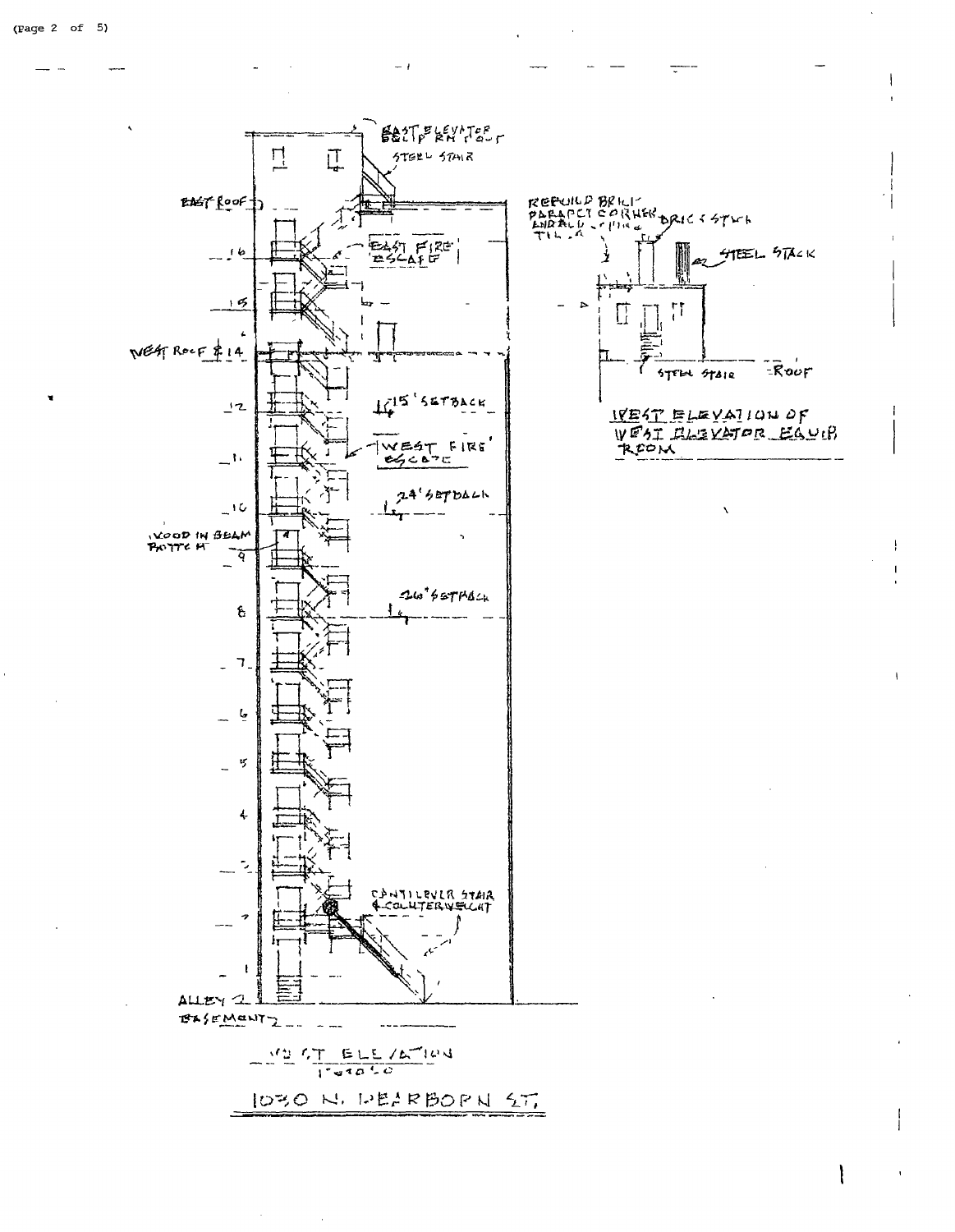EAST ELEVATOR EQUIP RM ROOF

STEEL STAIR

EAST ROOF

16

EAST FIRE ESCAPE

15

WEST ROOF & 14

15' SETBACK

12

WEST FIRE ESCAPE

11

24' SETBACK

10

WOOD IN BEAM BOTTOM

9

26' SETBACK

8

7

6

5

4

3

2

CANTILEVER STAIR & COUNTERWEIGHT

1

ALLEY

BASEMENT

REBUILD BRICK PARAPET CORNER AND ADD COPING TILE

BRICK STACK

STEEL STACK

STEEL STAIR

ROOF

WEST ELEVATION OF WEST ELEVATOR EQUIP. ROOM

WEST ELEVATION
1"=20'-0"

1030 N. DEARBORN ST.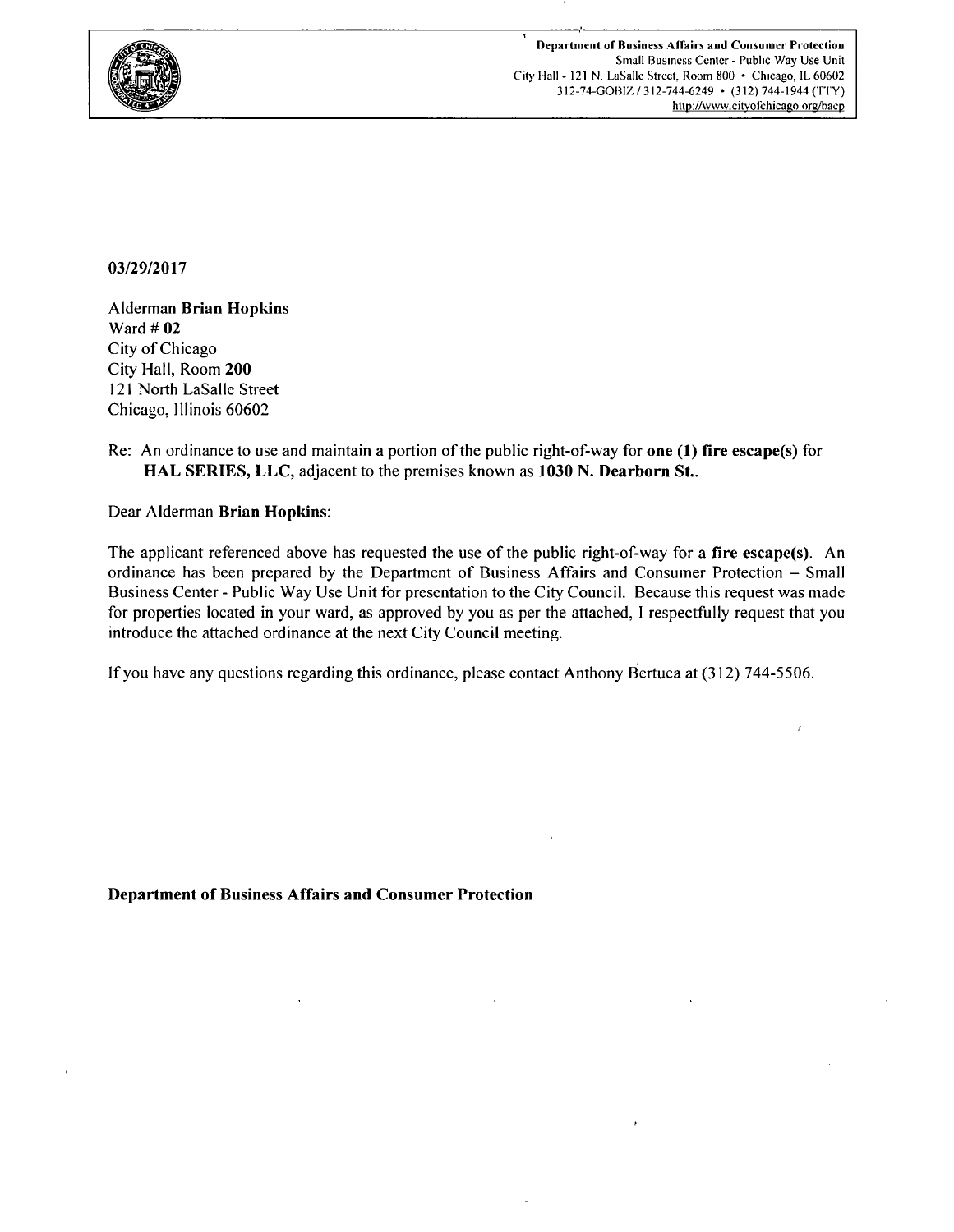**Department of Business Affairs and Consumer Protection**
Small Business Center - Public Way Use Unit
City Hall - 121 N. LaSalle Street, Room 800 • Chicago, IL 60602
312-74-GOBIZ / 312-744-6249 • (312) 744-1944 (TTY)
http://www.cityofchicago.org/bacp

**03/29/2017**

Alderman **Brian Hopkins**
Ward # **02**
City of Chicago
City Hall, Room **200**
121 North LaSalle Street
Chicago, Illinois 60602

Re: An ordinance to use and maintain a portion of the public right-of-way for **one (1) fire escape(s)** for **HAL SERIES, LLC**, adjacent to the premises known as **1030 N. Dearborn St.**.

Dear Alderman **Brian Hopkins**:

The applicant referenced above has requested the use of the public right-of-way for a **fire escape(s)**. An ordinance has been prepared by the Department of Business Affairs and Consumer Protection – Small Business Center - Public Way Use Unit for presentation to the City Council. Because this request was made for properties located in your ward, as approved by you as per the attached, I respectfully request that you introduce the attached ordinance at the next City Council meeting.

If you have any questions regarding this ordinance, please contact Anthony Bertuca at (312) 744-5506.

**Department of Business Affairs and Consumer Protection**